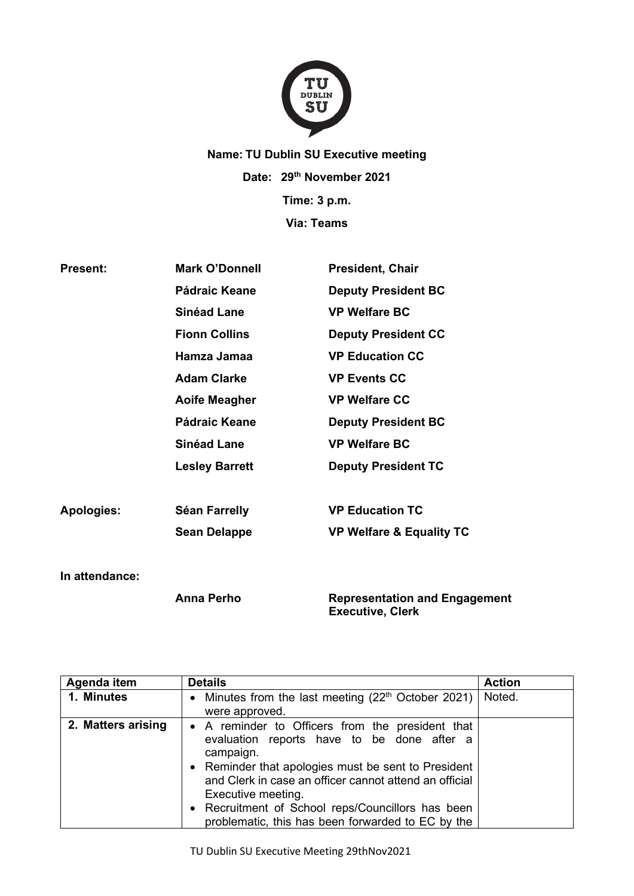**Name: TU Dublin SU Executive meeting**

**Date: 29th November 2021**

**Time: 3 p.m.**

**Via: Teams**

| | | |
|---|---|---|
| **Present:** | **Mark O'Donnell** | **President, Chair** |
| | **Pádraic Keane** | **Deputy President BC** |
| | **Sinéad Lane** | **VP Welfare BC** |
| | **Fionn Collins** | **Deputy President CC** |
| | **Hamza Jamaa** | **VP Education CC** |
| | **Adam Clarke** | **VP Events CC** |
| | **Aoife Meagher** | **VP Welfare CC** |
| | **Pádraic Keane** | **Deputy President BC** |
| | **Sinéad Lane** | **VP Welfare BC** |
| | **Lesley Barrett** | **Deputy President TC** |
| **Apologies:** | **Séan Farrelly** | **VP Education TC** |
| | **Sean Delappe** | **VP Welfare & Equality TC** |
| **In attendance:** | | |
| | **Anna Perho** | **Representation and Engagement Executive, Clerk** |

| Agenda item | Details | Action |
|---|---|---|
| **1. Minutes** | • Minutes from the last meeting (22th October 2021) were approved. | Noted. |
| **2. Matters arising** | • A reminder to Officers from the president that evaluation reports have to be done after a campaign.<br>• Reminder that apologies must be sent to President and Clerk in case an officer cannot attend an official Executive meeting.<br>• Recruitment of School reps/Councillors has been problematic, this has been forwarded to EC by the | |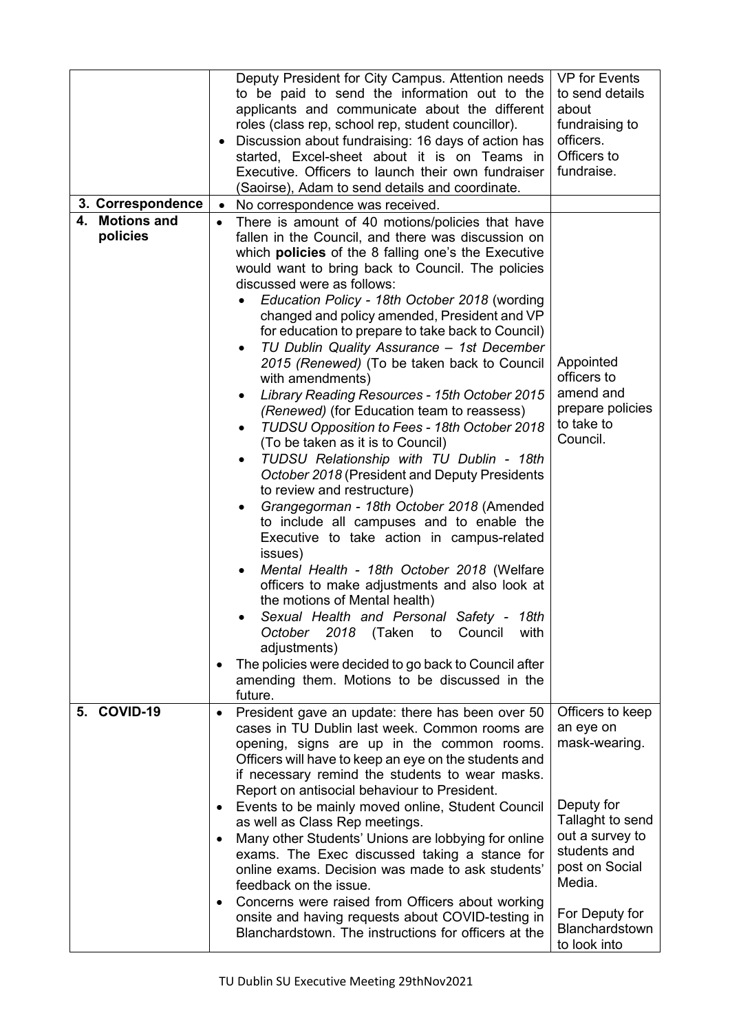| | | |
|---|---|---|
| | Deputy President for City Campus. Attention needs to be paid to send the information out to the applicants and communicate about the different roles (class rep, school rep, student councillor).<br>• Discussion about fundraising: 16 days of action has started, Excel-sheet about it is on Teams in Executive. Officers to launch their own fundraiser (Saoirse), Adam to send details and coordinate. | VP for Events to send details about fundraising to officers. Officers to fundraise. |
| **3. Correspondence** | • No correspondence was received. | |
| **4. Motions and policies** | • There is amount of 40 motions/policies that have fallen in the Council, and there was discussion on which **policies** of the 8 falling one's the Executive would want to bring back to Council. The policies discussed were as follows:<br>  ◦ *Education Policy - 18th October 2018* (wording changed and policy amended, President and VP for education to prepare to take back to Council)<br>  ◦ *TU Dublin Quality Assurance – 1st December 2015 (Renewed)* (To be taken back to Council with amendments)<br>  ◦ *Library Reading Resources - 15th October 2015 (Renewed)* (for Education team to reassess)<br>  ◦ *TUDSU Opposition to Fees - 18th October 2018* (To be taken as it is to Council)<br>  ◦ *TUDSU Relationship with TU Dublin - 18th October 2018* (President and Deputy Presidents to review and restructure)<br>  ◦ *Grangegorman - 18th October 2018* (Amended to include all campuses and to enable the Executive to take action in campus-related issues)<br>  ◦ *Mental Health - 18th October 2018* (Welfare officers to make adjustments and also look at the motions of Mental health)<br>  ◦ *Sexual Health and Personal Safety - 18th October 2018* (Taken to Council with adjustments)<br>• The policies were decided to go back to Council after amending them. Motions to be discussed in the future. | Appointed officers to amend and prepare policies to take to Council. |
| **5. COVID-19** | • President gave an update: there has been over 50 cases in TU Dublin last week. Common rooms are opening, signs are up in the common rooms. Officers will have to keep an eye on the students and if necessary remind the students to wear masks. Report on antisocial behaviour to President.<br>• Events to be mainly moved online, Student Council as well as Class Rep meetings.<br>• Many other Students' Unions are lobbying for online exams. The Exec discussed taking a stance for online exams. Decision was made to ask students' feedback on the issue.<br>• Concerns were raised from Officers about working onsite and having requests about COVID-testing in Blanchardstown. The instructions for officers at the | Officers to keep an eye on mask-wearing.<br><br>Deputy for Tallaght to send out a survey to students and post on Social Media.<br><br>For Deputy for Blanchardstown to look into |

TU Dublin SU Executive Meeting 29thNov2021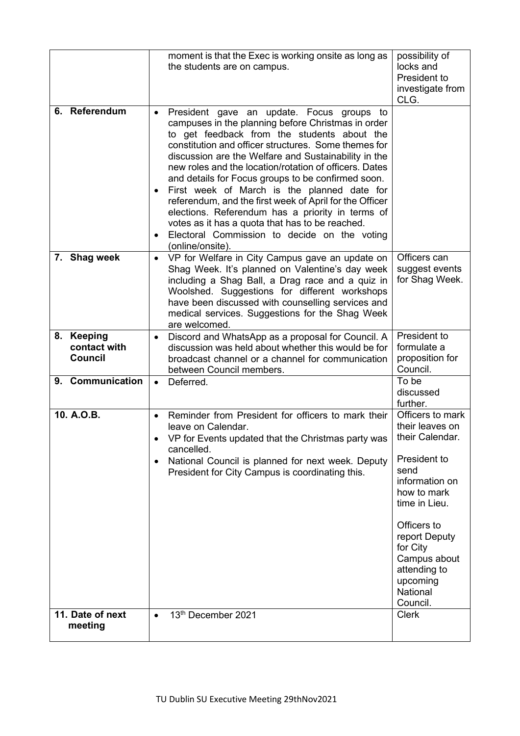| | | |
|---|---|---|
| | moment is that the Exec is working onsite as long as the students are on campus. | possibility of locks and President to investigate from CLG. |
| **6. Referendum** | • President gave an update. Focus groups to campuses in the planning before Christmas in order to get feedback from the students about the constitution and officer structures. Some themes for discussion are the Welfare and Sustainability in the new roles and the location/rotation of officers. Dates and details for Focus groups to be confirmed soon.<br>• First week of March is the planned date for referendum, and the first week of April for the Officer elections. Referendum has a priority in terms of votes as it has a quota that has to be reached.<br>• Electoral Commission to decide on the voting (online/onsite). | |
| **7. Shag week** | • VP for Welfare in City Campus gave an update on Shag Week. It's planned on Valentine's day week including a Shag Ball, a Drag race and a quiz in Woolshed. Suggestions for different workshops have been discussed with counselling services and medical services. Suggestions for the Shag Week are welcomed. | Officers can suggest events for Shag Week. |
| **8. Keeping contact with Council** | • Discord and WhatsApp as a proposal for Council. A discussion was held about whether this would be for broadcast channel or a channel for communication between Council members. | President to formulate a proposition for Council. |
| **9. Communication** | • Deferred. | To be discussed further. |
| **10. A.O.B.** | • Reminder from President for officers to mark their leave on Calendar.<br>• VP for Events updated that the Christmas party was cancelled.<br>• National Council is planned for next week. Deputy President for City Campus is coordinating this. | Officers to mark their leaves on their Calendar.<br><br>President to send information on how to mark time in Lieu.<br><br>Officers to report Deputy for City Campus about attending to upcoming National Council. |
| **11. Date of next meeting** | • 13th December 2021 | Clerk |